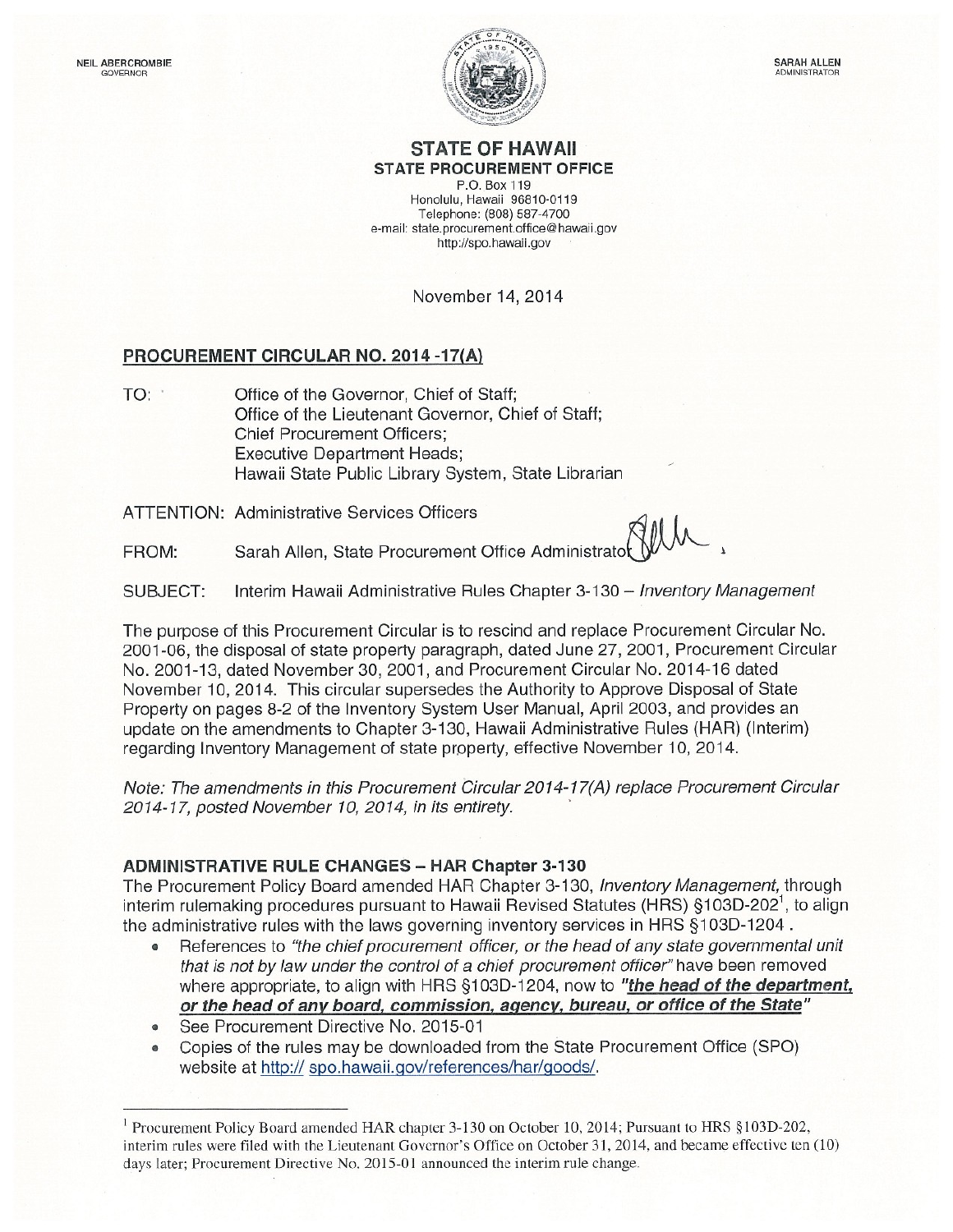NEIL ABERCROMBIE
GOVERNOR

SARAH ALLEN
ADMINISTRATOR

**STATE OF HAWAII**
**STATE PROCUREMENT OFFICE**
P.O. Box 119
Honolulu, Hawaii 96810-0119
Telephone: (808) 587-4700
e-mail: state.procurement.office@hawaii.gov
http://spo.hawaii.gov

November 14, 2014

## PROCUREMENT CIRCULAR NO. 2014 -17(A)

TO: Office of the Governor, Chief of Staff;
Office of the Lieutenant Governor, Chief of Staff;
Chief Procurement Officers;
Executive Department Heads;
Hawaii State Public Library System, State Librarian

ATTENTION: Administrative Services Officers

FROM: Sarah Allen, State Procurement Office Administrator

SUBJECT: Interim Hawaii Administrative Rules Chapter 3-130 – *Inventory Management*

The purpose of this Procurement Circular is to rescind and replace Procurement Circular No. 2001-06, the disposal of state property paragraph, dated June 27, 2001, Procurement Circular No. 2001-13, dated November 30, 2001, and Procurement Circular No. 2014-16 dated November 10, 2014. This circular supersedes the Authority to Approve Disposal of State Property on pages 8-2 of the Inventory System User Manual, April 2003, and provides an update on the amendments to Chapter 3-130, Hawaii Administrative Rules (HAR) (Interim) regarding Inventory Management of state property, effective November 10, 2014.

*Note: The amendments in this Procurement Circular 2014-17(A) replace Procurement Circular 2014-17, posted November 10, 2014, in its entirety.*

### ADMINISTRATIVE RULE CHANGES – HAR Chapter 3-130

The Procurement Policy Board amended HAR Chapter 3-130, *Inventory Management,* through interim rulemaking procedures pursuant to Hawaii Revised Statutes (HRS) §103D-202[1], to align the administrative rules with the laws governing inventory services in HRS §103D-1204 .

- References to *"the chief procurement officer, or the head of any state governmental unit that is not by law under the control of a chief procurement officer"* have been removed where appropriate, to align with HRS §103D-1204, now to ***"the head of the department, or the head of any board, commission, agency, bureau, or office of the State"***
- See Procurement Directive No. 2015-01
- Copies of the rules may be downloaded from the State Procurement Office (SPO) website at http:// spo.hawaii.gov/references/har/goods/.

---

[1] Procurement Policy Board amended HAR chapter 3-130 on October 10, 2014; Pursuant to HRS §103D-202, interim rules were filed with the Lieutenant Governor's Office on October 31, 2014, and became effective ten (10) days later; Procurement Directive No. 2015-01 announced the interim rule change.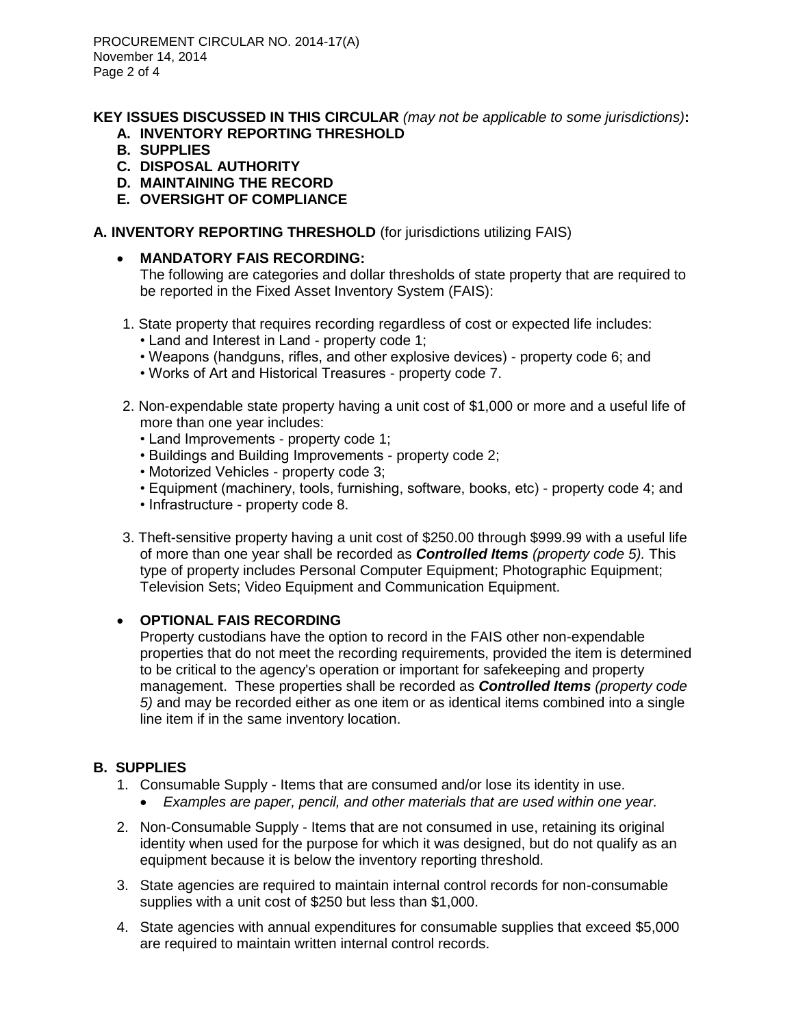**KEY ISSUES DISCUSSED IN THIS CIRCULAR** *(may not be applicable to some jurisdictions)***:**

- **A. INVENTORY REPORTING THRESHOLD**
- **B. SUPPLIES**
- **C. DISPOSAL AUTHORITY**
- **D. MAINTAINING THE RECORD**
- **E. OVERSIGHT OF COMPLIANCE**

## A. INVENTORY REPORTING THRESHOLD (for jurisdictions utilizing FAIS)

- **MANDATORY FAIS RECORDING:**
  The following are categories and dollar thresholds of state property that are required to be reported in the Fixed Asset Inventory System (FAIS):

1. State property that requires recording regardless of cost or expected life includes:
   - Land and Interest in Land - property code 1;
   - Weapons (handguns, rifles, and other explosive devices) - property code 6; and
   - Works of Art and Historical Treasures - property code 7.

2. Non-expendable state property having a unit cost of $1,000 or more and a useful life of more than one year includes:
   - Land Improvements - property code 1;
   - Buildings and Building Improvements - property code 2;
   - Motorized Vehicles - property code 3;
   - Equipment (machinery, tools, furnishing, software, books, etc) - property code 4; and
   - Infrastructure - property code 8.

3. Theft-sensitive property having a unit cost of $250.00 through $999.99 with a useful life of more than one year shall be recorded as ***Controlled Items*** *(property code 5).* This type of property includes Personal Computer Equipment; Photographic Equipment; Television Sets; Video Equipment and Communication Equipment.

- **OPTIONAL FAIS RECORDING**
  Property custodians have the option to record in the FAIS other non-expendable properties that do not meet the recording requirements, provided the item is determined to be critical to the agency's operation or important for safekeeping and property management. These properties shall be recorded as ***Controlled Items*** *(property code 5)* and may be recorded either as one item or as identical items combined into a single line item if in the same inventory location.

## B. SUPPLIES

1. Consumable Supply - Items that are consumed and/or lose its identity in use.
   - *Examples are paper, pencil, and other materials that are used within one year.*
2. Non-Consumable Supply - Items that are not consumed in use, retaining its original identity when used for the purpose for which it was designed, but do not qualify as an equipment because it is below the inventory reporting threshold.
3. State agencies are required to maintain internal control records for non-consumable supplies with a unit cost of $250 but less than $1,000.
4. State agencies with annual expenditures for consumable supplies that exceed $5,000 are required to maintain written internal control records.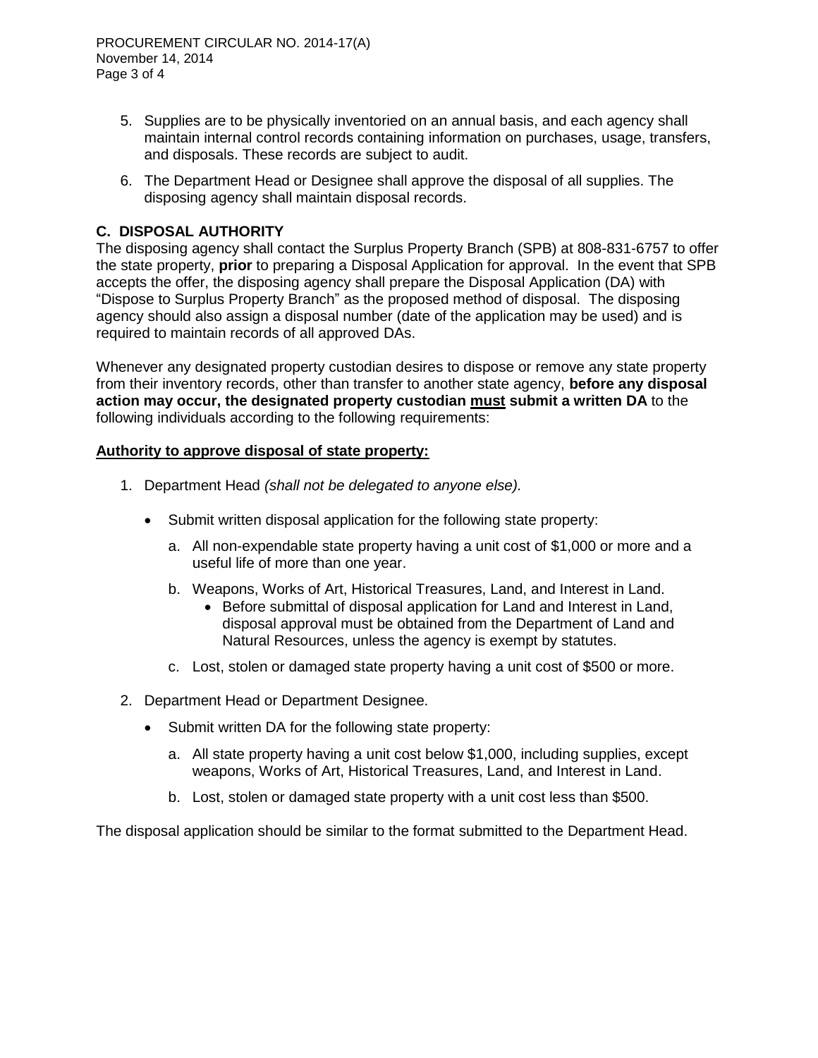5. Supplies are to be physically inventoried on an annual basis, and each agency shall maintain internal control records containing information on purchases, usage, transfers, and disposals. These records are subject to audit.

6. The Department Head or Designee shall approve the disposal of all supplies. The disposing agency shall maintain disposal records.

## C. DISPOSAL AUTHORITY

The disposing agency shall contact the Surplus Property Branch (SPB) at 808-831-6757 to offer the state property, **prior** to preparing a Disposal Application for approval. In the event that SPB accepts the offer, the disposing agency shall prepare the Disposal Application (DA) with "Dispose to Surplus Property Branch" as the proposed method of disposal. The disposing agency should also assign a disposal number (date of the application may be used) and is required to maintain records of all approved DAs.

Whenever any designated property custodian desires to dispose or remove any state property from their inventory records, other than transfer to another state agency, **before any disposal action may occur, the designated property custodian <u>must</u> submit a written DA** to the following individuals according to the following requirements:

**<u>Authority to approve disposal of state property:</u>**

1. Department Head *(shall not be delegated to anyone else).*

   - Submit written disposal application for the following state property:

     a. All non-expendable state property having a unit cost of $1,000 or more and a useful life of more than one year.

     b. Weapons, Works of Art, Historical Treasures, Land, and Interest in Land.
        - Before submittal of disposal application for Land and Interest in Land, disposal approval must be obtained from the Department of Land and Natural Resources, unless the agency is exempt by statutes.

     c. Lost, stolen or damaged state property having a unit cost of $500 or more.

2. Department Head or Department Designee.

   - Submit written DA for the following state property:

     a. All state property having a unit cost below $1,000, including supplies, except weapons, Works of Art, Historical Treasures, Land, and Interest in Land.

     b. Lost, stolen or damaged state property with a unit cost less than $500.

The disposal application should be similar to the format submitted to the Department Head.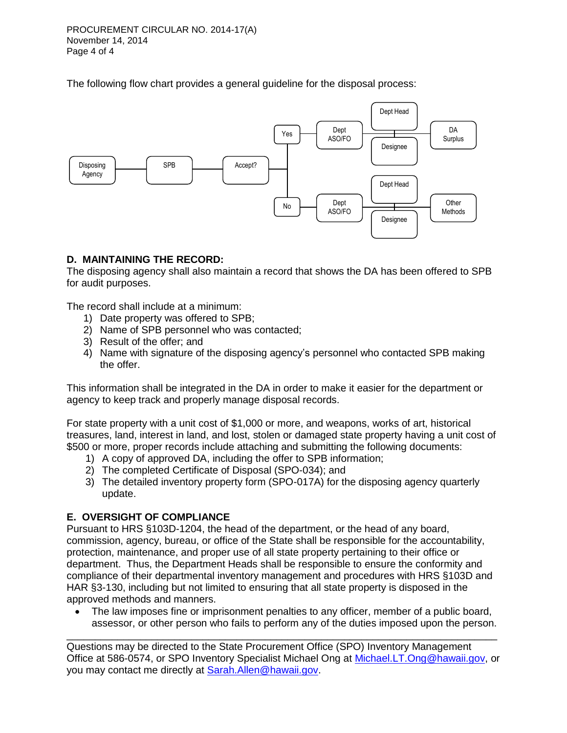The following flow chart provides a general guideline for the disposal process:

Disposing Agency
SPB
Accept?
Yes
No
Dept ASO/FO
Dept Head
Designee
DA Surplus
Dept ASO/FO
Dept Head
Designee
Other Methods

### D. MAINTAINING THE RECORD:

The disposing agency shall also maintain a record that shows the DA has been offered to SPB for audit purposes.

The record shall include at a minimum:

1) Date property was offered to SPB;
2) Name of SPB personnel who was contacted;
3) Result of the offer; and
4) Name with signature of the disposing agency's personnel who contacted SPB making the offer.

This information shall be integrated in the DA in order to make it easier for the department or agency to keep track and properly manage disposal records.

For state property with a unit cost of $1,000 or more, and weapons, works of art, historical treasures, land, interest in land, and lost, stolen or damaged state property having a unit cost of $500 or more, proper records include attaching and submitting the following documents:

1) A copy of approved DA, including the offer to SPB information;
2) The completed Certificate of Disposal (SPO-034); and
3) The detailed inventory property form (SPO-017A) for the disposing agency quarterly update.

### E. OVERSIGHT OF COMPLIANCE

Pursuant to HRS §103D-1204, the head of the department, or the head of any board, commission, agency, bureau, or office of the State shall be responsible for the accountability, protection, maintenance, and proper use of all state property pertaining to their office or department. Thus, the Department Heads shall be responsible to ensure the conformity and compliance of their departmental inventory management and procedures with HRS §103D and HAR §3-130, including but not limited to ensuring that all state property is disposed in the approved methods and manners.

- The law imposes fine or imprisonment penalties to any officer, member of a public board, assessor, or other person who fails to perform any of the duties imposed upon the person.

---

Questions may be directed to the State Procurement Office (SPO) Inventory Management Office at 586-0574, or SPO Inventory Specialist Michael Ong at Michael.LT.Ong@hawaii.gov, or you may contact me directly at Sarah.Allen@hawaii.gov.